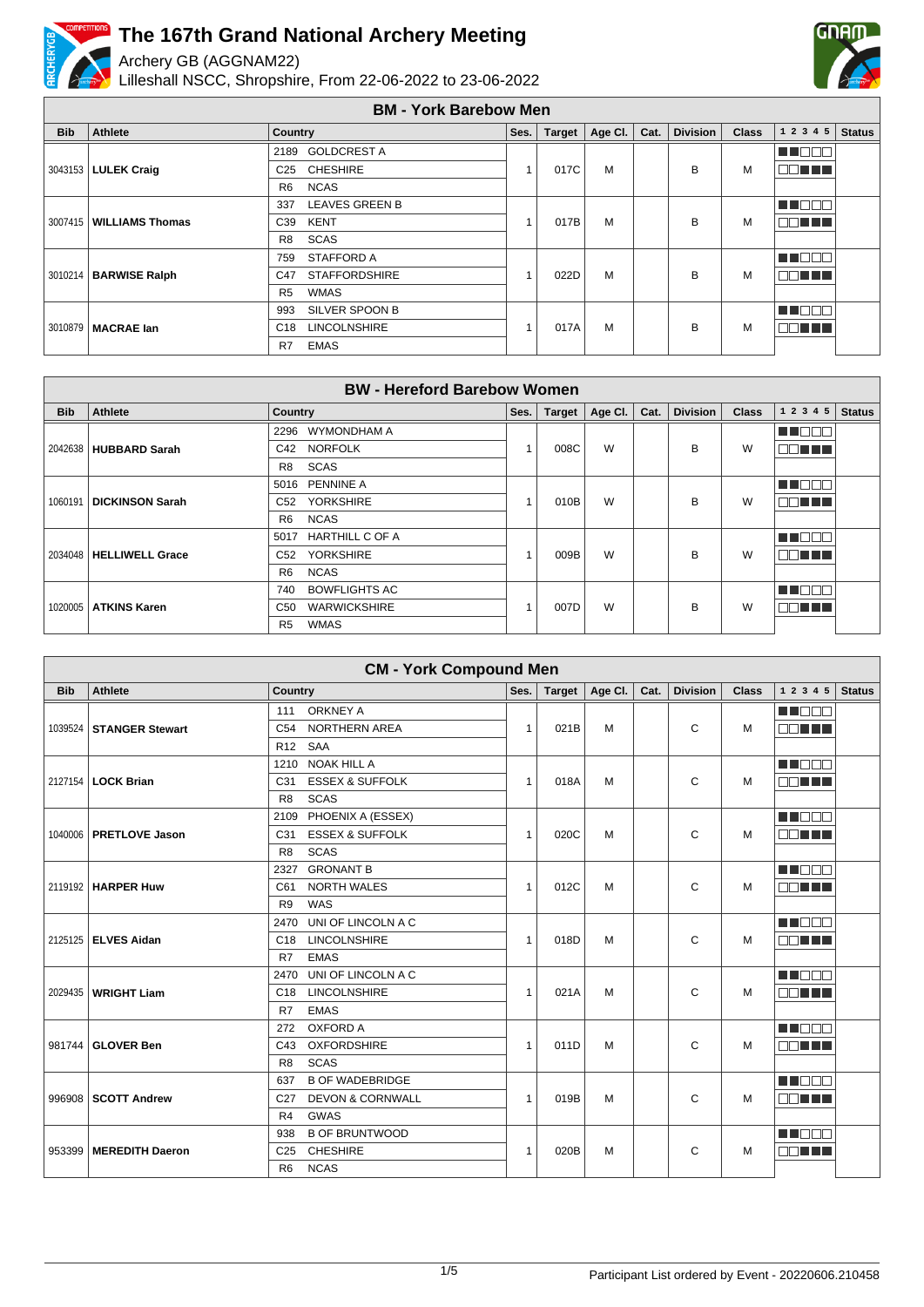# The 167th Grand National Archery Meeting

Archery GB (AGGNAM22)

Lilleshall NSCC, Shropshire, From 22-06-2022 to 23-06-2022

## BM - York Barebow Men

| Bib | Athlete | Country | Ses. | Target | Age Cl. | Cat. | Division | Class | 1 2 3 4 5 | Status |
|---|---|---|---|---|---|---|---|---|---|---|
| 3043153 | LULEK Craig | 2189 GOLDCREST A<br>C25 CHESHIRE<br>R6 NCAS | 1 | 017C | M | | B | M | | |
| 3007415 | WILLIAMS Thomas | 337 LEAVES GREEN B<br>C39 KENT<br>R8 SCAS | 1 | 017B | M | | B | M | | |
| 3010214 | BARWISE Ralph | 759 STAFFORD A<br>C47 STAFFORDSHIRE<br>R5 WMAS | 1 | 022D | M | | B | M | | |
| 3010879 | MACRAE Ian | 993 SILVER SPOON B<br>C18 LINCOLNSHIRE<br>R7 EMAS | 1 | 017A | M | | B | M | | |

## BW - Hereford Barebow Women

| Bib | Athlete | Country | Ses. | Target | Age Cl. | Cat. | Division | Class | 1 2 3 4 5 | Status |
|---|---|---|---|---|---|---|---|---|---|---|
| 2042638 | HUBBARD Sarah | 2296 WYMONDHAM A<br>C42 NORFOLK<br>R8 SCAS | 1 | 008C | W | | B | W | | |
| 1060191 | DICKINSON Sarah | 5016 PENNINE A<br>C52 YORKSHIRE<br>R6 NCAS | 1 | 010B | W | | B | W | | |
| 2034048 | HELLIWELL Grace | 5017 HARTHILL C OF A<br>C52 YORKSHIRE<br>R6 NCAS | 1 | 009B | W | | B | W | | |
| 1020005 | ATKINS Karen | 740 BOWFLIGHTS AC<br>C50 WARWICKSHIRE<br>R5 WMAS | 1 | 007D | W | | B | W | | |

## CM - York Compound Men

| Bib | Athlete | Country | Ses. | Target | Age Cl. | Cat. | Division | Class | 1 2 3 4 5 | Status |
|---|---|---|---|---|---|---|---|---|---|---|
| 1039524 | STANGER Stewart | 111 ORKNEY A<br>C54 NORTHERN AREA<br>R12 SAA | 1 | 021B | M | | C | M | | |
| 2127154 | LOCK Brian | 1210 NOAK HILL A<br>C31 ESSEX & SUFFOLK<br>R8 SCAS | 1 | 018A | M | | C | M | | |
| 1040006 | PRETLOVE Jason | 2109 PHOENIX A (ESSEX)<br>C31 ESSEX & SUFFOLK<br>R8 SCAS | 1 | 020C | M | | C | M | | |
| 2119192 | HARPER Huw | 2327 GRONANT B<br>C61 NORTH WALES<br>R9 WAS | 1 | 012C | M | | C | M | | |
| 2125125 | ELVES Aidan | 2470 UNI OF LINCOLN A C<br>C18 LINCOLNSHIRE<br>R7 EMAS | 1 | 018D | M | | C | M | | |
| 2029435 | WRIGHT Liam | 2470 UNI OF LINCOLN A C<br>C18 LINCOLNSHIRE<br>R7 EMAS | 1 | 021A | M | | C | M | | |
| 981744 | GLOVER Ben | 272 OXFORD A<br>C43 OXFORDSHIRE<br>R8 SCAS | 1 | 011D | M | | C | M | | |
| 996908 | SCOTT Andrew | 637 B OF WADEBRIDGE<br>C27 DEVON & CORNWALL<br>R4 GWAS | 1 | 019B | M | | C | M | | |
| 953399 | MEREDITH Daeron | 938 B OF BRUNTWOOD<br>C25 CHESHIRE<br>R6 NCAS | 1 | 020B | M | | C | M | | |

Participant List ordered by Event - 20220606.210458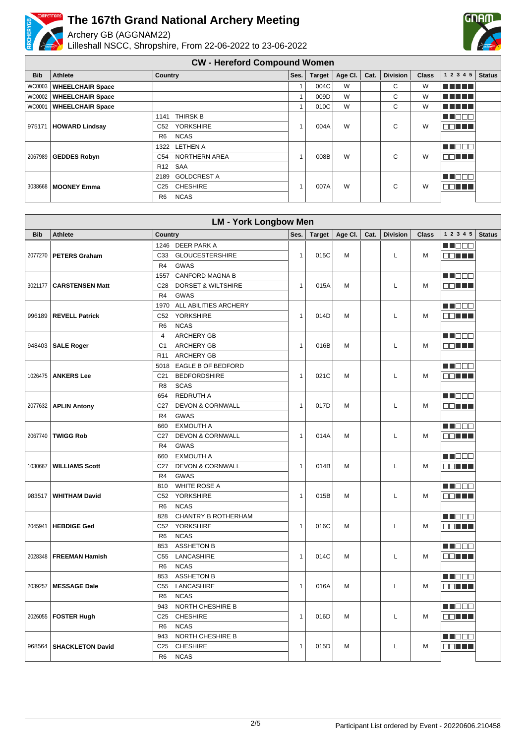# The 167th Grand National Archery Meeting

Archery GB (AGGNAM22)

Lilleshall NSCC, Shropshire, From 22-06-2022 to 23-06-2022

## CW - Hereford Compound Women

| Bib | Athlete | Country | Ses. | Target | Age Cl. | Cat. | Division | Class | 1 2 3 4 5 | Status |
|---|---|---|---|---|---|---|---|---|---|---|
| WC0003 | **WHEELCHAIR Space** | | 1 | 004C | W | | C | W | | |
| WC0002 | **WHEELCHAIR Space** | | 1 | 009D | W | | C | W | | |
| WC0001 | **WHEELCHAIR Space** | | 1 | 010C | W | | C | W | | |
| 975171 | **HOWARD Lindsay** | 1141 THIRSK B<br>C52 YORKSHIRE<br>R6 NCAS | 1 | 004A | W | | C | W | | |
| 2067989 | **GEDDES Robyn** | 1322 LETHEN A<br>C54 NORTHERN AREA<br>R12 SAA | 1 | 008B | W | | C | W | | |
| 3038668 | **MOONEY Emma** | 2189 GOLDCREST A<br>C25 CHESHIRE<br>R6 NCAS | 1 | 007A | W | | C | W | | |

## LM - York Longbow Men

| Bib | Athlete | Country | Ses. | Target | Age Cl. | Cat. | Division | Class | 1 2 3 4 5 | Status |
|---|---|---|---|---|---|---|---|---|---|---|
| 2077270 | **PETERS Graham** | 1246 DEER PARK A<br>C33 GLOUCESTERSHIRE<br>R4 GWAS | 1 | 015C | M | | L | M | | |
| 3021177 | **CARSTENSEN Matt** | 1557 CANFORD MAGNA B<br>C28 DORSET & WILTSHIRE<br>R4 GWAS | 1 | 015A | M | | L | M | | |
| 996189 | **REVELL Patrick** | 1970 ALL ABILITIES ARCHERY<br>C52 YORKSHIRE<br>R6 NCAS | 1 | 014D | M | | L | M | | |
| 948403 | **SALE Roger** | 4 ARCHERY GB<br>C1 ARCHERY GB<br>R11 ARCHERY GB | 1 | 016B | M | | L | M | | |
| 1026475 | **ANKERS Lee** | 5018 EAGLE B OF BEDFORD<br>C21 BEDFORDSHIRE<br>R8 SCAS | 1 | 021C | M | | L | M | | |
| 2077632 | **APLIN Antony** | 654 REDRUTH A<br>C27 DEVON & CORNWALL<br>R4 GWAS | 1 | 017D | M | | L | M | | |
| 2067740 | **TWIGG Rob** | 660 EXMOUTH A<br>C27 DEVON & CORNWALL<br>R4 GWAS | 1 | 014A | M | | L | M | | |
| 1030667 | **WILLIAMS Scott** | 660 EXMOUTH A<br>C27 DEVON & CORNWALL<br>R4 GWAS | 1 | 014B | M | | L | M | | |
| 983517 | **WHITHAM David** | 810 WHITE ROSE A<br>C52 YORKSHIRE<br>R6 NCAS | 1 | 015B | M | | L | M | | |
| 2045941 | **HEBDIGE Ged** | 828 CHANTRY B ROTHERHAM<br>C52 YORKSHIRE<br>R6 NCAS | 1 | 016C | M | | L | M | | |
| 2028348 | **FREEMAN Hamish** | 853 ASSHETON B<br>C55 LANCASHIRE<br>R6 NCAS | 1 | 014C | M | | L | M | | |
| 2039257 | **MESSAGE Dale** | 853 ASSHETON B<br>C55 LANCASHIRE<br>R6 NCAS | 1 | 016A | M | | L | M | | |
| 2026055 | **FOSTER Hugh** | 943 NORTH CHESHIRE B<br>C25 CHESHIRE<br>R6 NCAS | 1 | 016D | M | | L | M | | |
| 968564 | **SHACKLETON David** | 943 NORTH CHESHIRE B<br>C25 CHESHIRE<br>R6 NCAS | 1 | 015D | M | | L | M | | |

Participant List ordered by Event - 20220606.210458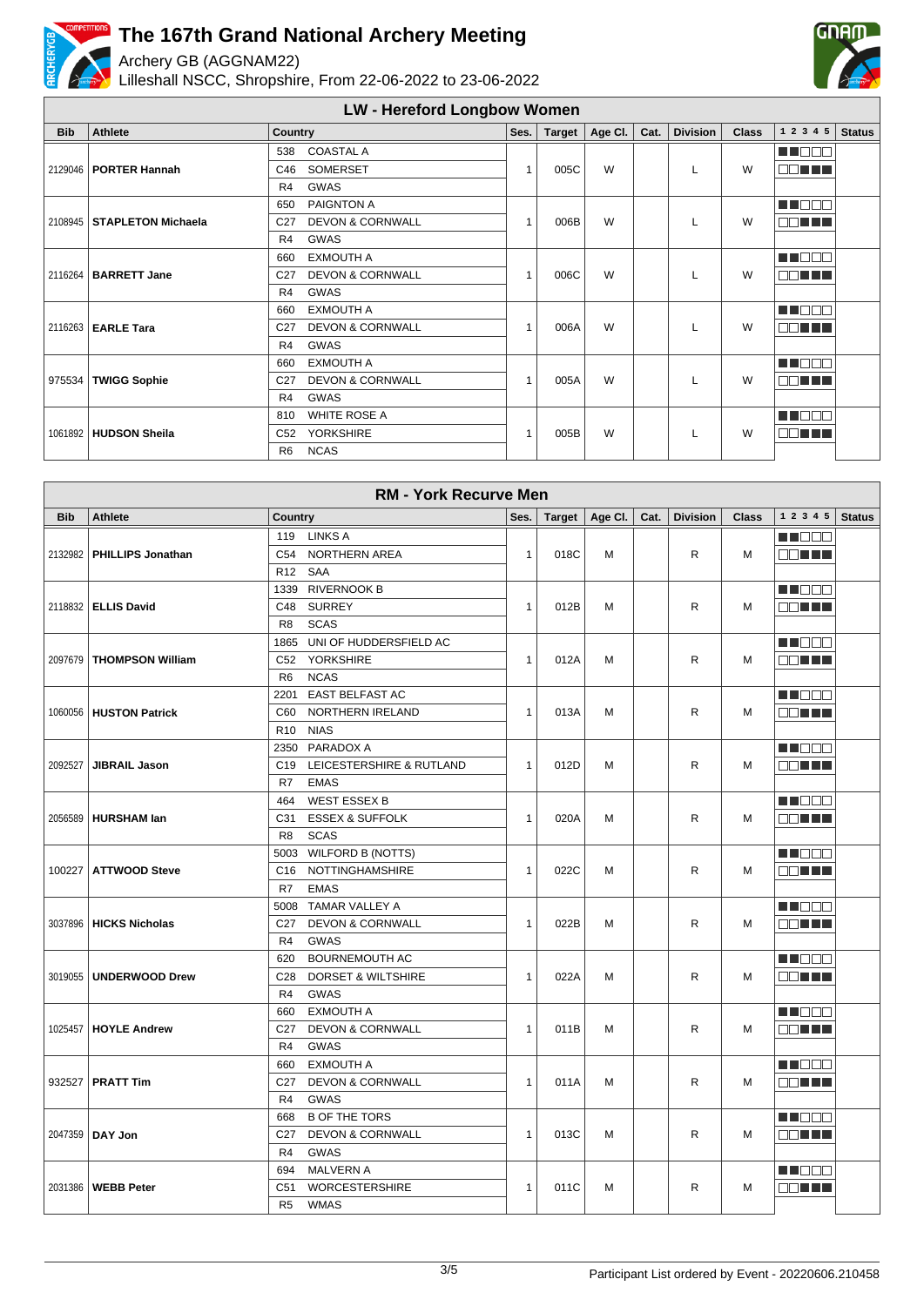# The 167th Grand National Archery Meeting

Archery GB (AGGNAM22)
Lilleshall NSCC, Shropshire, From 22-06-2022 to 23-06-2022

## LW - Hereford Longbow Women

| Bib | Athlete | Country | Ses. | Target | Age Cl. | Cat. | Division | Class | 1 2 3 4 5 | Status |
|---|---|---|---|---|---|---|---|---|---|---|
| 2129046 | PORTER Hannah | 538 COASTAL A<br>C46 SOMERSET<br>R4 GWAS | 1 | 005C | W | | L | W | | |
| 2108945 | STAPLETON Michaela | 650 PAIGNTON A<br>C27 DEVON & CORNWALL<br>R4 GWAS | 1 | 006B | W | | L | W | | |
| 2116264 | BARRETT Jane | 660 EXMOUTH A<br>C27 DEVON & CORNWALL<br>R4 GWAS | 1 | 006C | W | | L | W | | |
| 2116263 | EARLE Tara | 660 EXMOUTH A<br>C27 DEVON & CORNWALL<br>R4 GWAS | 1 | 006A | W | | L | W | | |
| 975534 | TWIGG Sophie | 660 EXMOUTH A<br>C27 DEVON & CORNWALL<br>R4 GWAS | 1 | 005A | W | | L | W | | |
| 1061892 | HUDSON Sheila | 810 WHITE ROSE A<br>C52 YORKSHIRE<br>R6 NCAS | 1 | 005B | W | | L | W | | |

## RM - York Recurve Men

| Bib | Athlete | Country | Ses. | Target | Age Cl. | Cat. | Division | Class | 1 2 3 4 5 | Status |
|---|---|---|---|---|---|---|---|---|---|---|
| 2132982 | PHILLIPS Jonathan | 119 LINKS A<br>C54 NORTHERN AREA<br>R12 SAA | 1 | 018C | M | | R | M | | |
| 2118832 | ELLIS David | 1339 RIVERNOOK B<br>C48 SURREY<br>R8 SCAS | 1 | 012B | M | | R | M | | |
| 2097679 | THOMPSON William | 1865 UNI OF HUDDERSFIELD AC<br>C52 YORKSHIRE<br>R6 NCAS | 1 | 012A | M | | R | M | | |
| 1060056 | HUSTON Patrick | 2201 EAST BELFAST AC<br>C60 NORTHERN IRELAND<br>R10 NIAS | 1 | 013A | M | | R | M | | |
| 2092527 | JIBRAIL Jason | 2350 PARADOX A<br>C19 LEICESTERSHIRE & RUTLAND<br>R7 EMAS | 1 | 012D | M | | R | M | | |
| 2056589 | HURSHAM Ian | 464 WEST ESSEX B<br>C31 ESSEX & SUFFOLK<br>R8 SCAS | 1 | 020A | M | | R | M | | |
| 100227 | ATTWOOD Steve | 5003 WILFORD B (NOTTS)<br>C16 NOTTINGHAMSHIRE<br>R7 EMAS | 1 | 022C | M | | R | M | | |
| 3037896 | HICKS Nicholas | 5008 TAMAR VALLEY A<br>C27 DEVON & CORNWALL<br>R4 GWAS | 1 | 022B | M | | R | M | | |
| 3019055 | UNDERWOOD Drew | 620 BOURNEMOUTH AC<br>C28 DORSET & WILTSHIRE<br>R4 GWAS | 1 | 022A | M | | R | M | | |
| 1025457 | HOYLE Andrew | 660 EXMOUTH A<br>C27 DEVON & CORNWALL<br>R4 GWAS | 1 | 011B | M | | R | M | | |
| 932527 | PRATT Tim | 660 EXMOUTH A<br>C27 DEVON & CORNWALL<br>R4 GWAS | 1 | 011A | M | | R | M | | |
| 2047359 | DAY Jon | 668 B OF THE TORS<br>C27 DEVON & CORNWALL<br>R4 GWAS | 1 | 013C | M | | R | M | | |
| 2031386 | WEBB Peter | 694 MALVERN A<br>C51 WORCESTERSHIRE<br>R5 WMAS | 1 | 011C | M | | R | M | | |

Participant List ordered by Event - 20220606.210458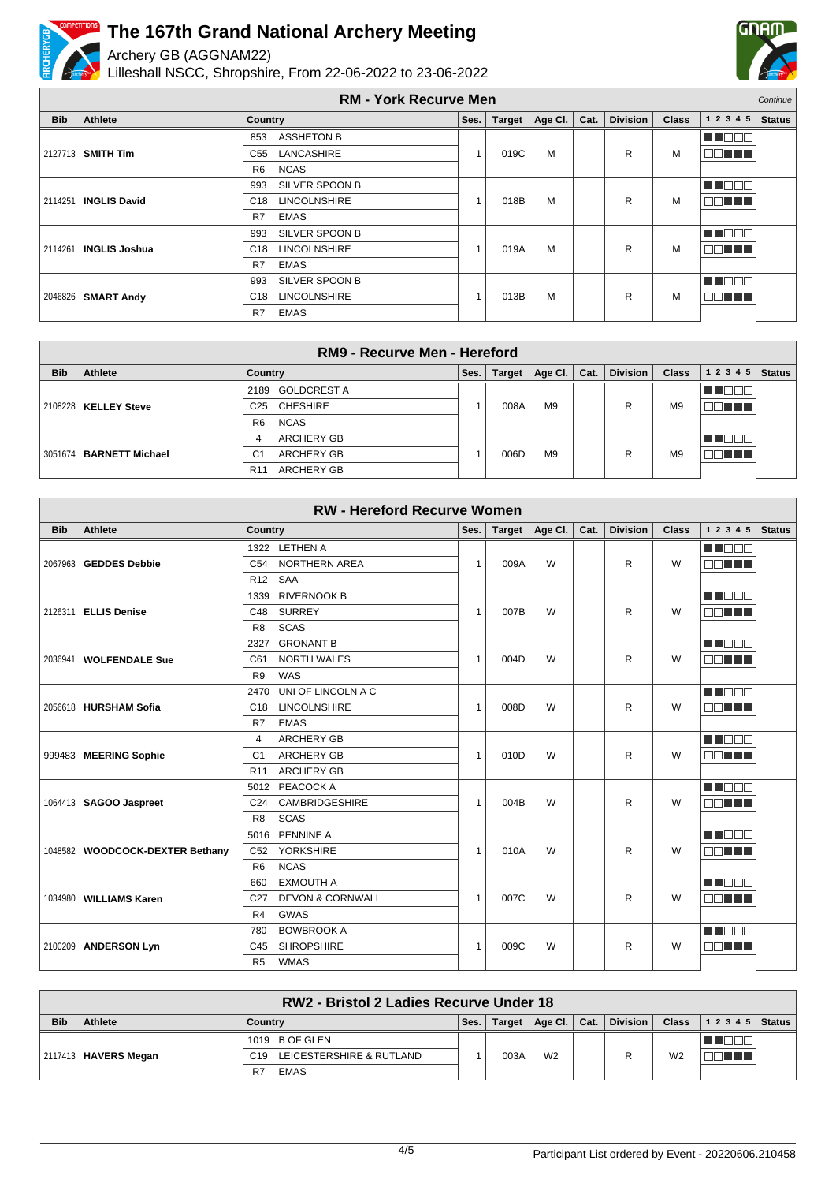# The 167th Grand National Archery Meeting

Archery GB (AGGNAM22)

Lilleshall NSCC, Shropshire, From 22-06-2022 to 23-06-2022

## RM - York Recurve Men

*Continue*

| Bib | Athlete | Country | Ses. | Target | Age Cl. | Cat. | Division | Class | 1 2 3 4 5 | Status |
|---|---|---|---|---|---|---|---|---|---|---|
| 2127713 | **SMITH Tim** | 853 ASSHETON B<br>C55 LANCASHIRE<br>R6 NCAS | 1 | 019C | M | | R | M | | |
| 2114251 | **INGLIS David** | 993 SILVER SPOON B<br>C18 LINCOLNSHIRE<br>R7 EMAS | 1 | 018B | M | | R | M | | |
| 2114261 | **INGLIS Joshua** | 993 SILVER SPOON B<br>C18 LINCOLNSHIRE<br>R7 EMAS | 1 | 019A | M | | R | M | | |
| 2046826 | **SMART Andy** | 993 SILVER SPOON B<br>C18 LINCOLNSHIRE<br>R7 EMAS | 1 | 013B | M | | R | M | | |

## RM9 - Recurve Men - Hereford

| Bib | Athlete | Country | Ses. | Target | Age Cl. | Cat. | Division | Class | 1 2 3 4 5 | Status |
|---|---|---|---|---|---|---|---|---|---|---|
| 2108228 | **KELLEY Steve** | 2189 GOLDCREST A<br>C25 CHESHIRE<br>R6 NCAS | 1 | 008A | M9 | | R | M9 | | |
| 3051674 | **BARNETT Michael** | 4 ARCHERY GB<br>C1 ARCHERY GB<br>R11 ARCHERY GB | 1 | 006D | M9 | | R | M9 | | |

## RW - Hereford Recurve Women

| Bib | Athlete | Country | Ses. | Target | Age Cl. | Cat. | Division | Class | 1 2 3 4 5 | Status |
|---|---|---|---|---|---|---|---|---|---|---|
| 2067963 | **GEDDES Debbie** | 1322 LETHEN A<br>C54 NORTHERN AREA<br>R12 SAA | 1 | 009A | W | | R | W | | |
| 2126311 | **ELLIS Denise** | 1339 RIVERNOOK B<br>C48 SURREY<br>R8 SCAS | 1 | 007B | W | | R | W | | |
| 2036941 | **WOLFENDALE Sue** | 2327 GRONANT B<br>C61 NORTH WALES<br>R9 WAS | 1 | 004D | W | | R | W | | |
| 2056618 | **HURSHAM Sofia** | 2470 UNI OF LINCOLN A C<br>C18 LINCOLNSHIRE<br>R7 EMAS | 1 | 008D | W | | R | W | | |
| 999483 | **MEERING Sophie** | 4 ARCHERY GB<br>C1 ARCHERY GB<br>R11 ARCHERY GB | 1 | 010D | W | | R | W | | |
| 1064413 | **SAGOO Jaspreet** | 5012 PEACOCK A<br>C24 CAMBRIDGESHIRE<br>R8 SCAS | 1 | 004B | W | | R | W | | |
| 1048582 | **WOODCOCK-DEXTER Bethany** | 5016 PENNINE A<br>C52 YORKSHIRE<br>R6 NCAS | 1 | 010A | W | | R | W | | |
| 1034980 | **WILLIAMS Karen** | 660 EXMOUTH A<br>C27 DEVON & CORNWALL<br>R4 GWAS | 1 | 007C | W | | R | W | | |
| 2100209 | **ANDERSON Lyn** | 780 BOWBROOK A<br>C45 SHROPSHIRE<br>R5 WMAS | 1 | 009C | W | | R | W | | |

## RW2 - Bristol 2 Ladies Recurve Under 18

| Bib | Athlete | Country | Ses. | Target | Age Cl. | Cat. | Division | Class | 1 2 3 4 5 | Status |
|---|---|---|---|---|---|---|---|---|---|---|
| 2117413 | **HAVERS Megan** | 1019 B OF GLEN<br>C19 LEICESTERSHIRE & RUTLAND<br>R7 EMAS | 1 | 003A | W2 | | R | W2 | | |

Participant List ordered by Event - 20220606.210458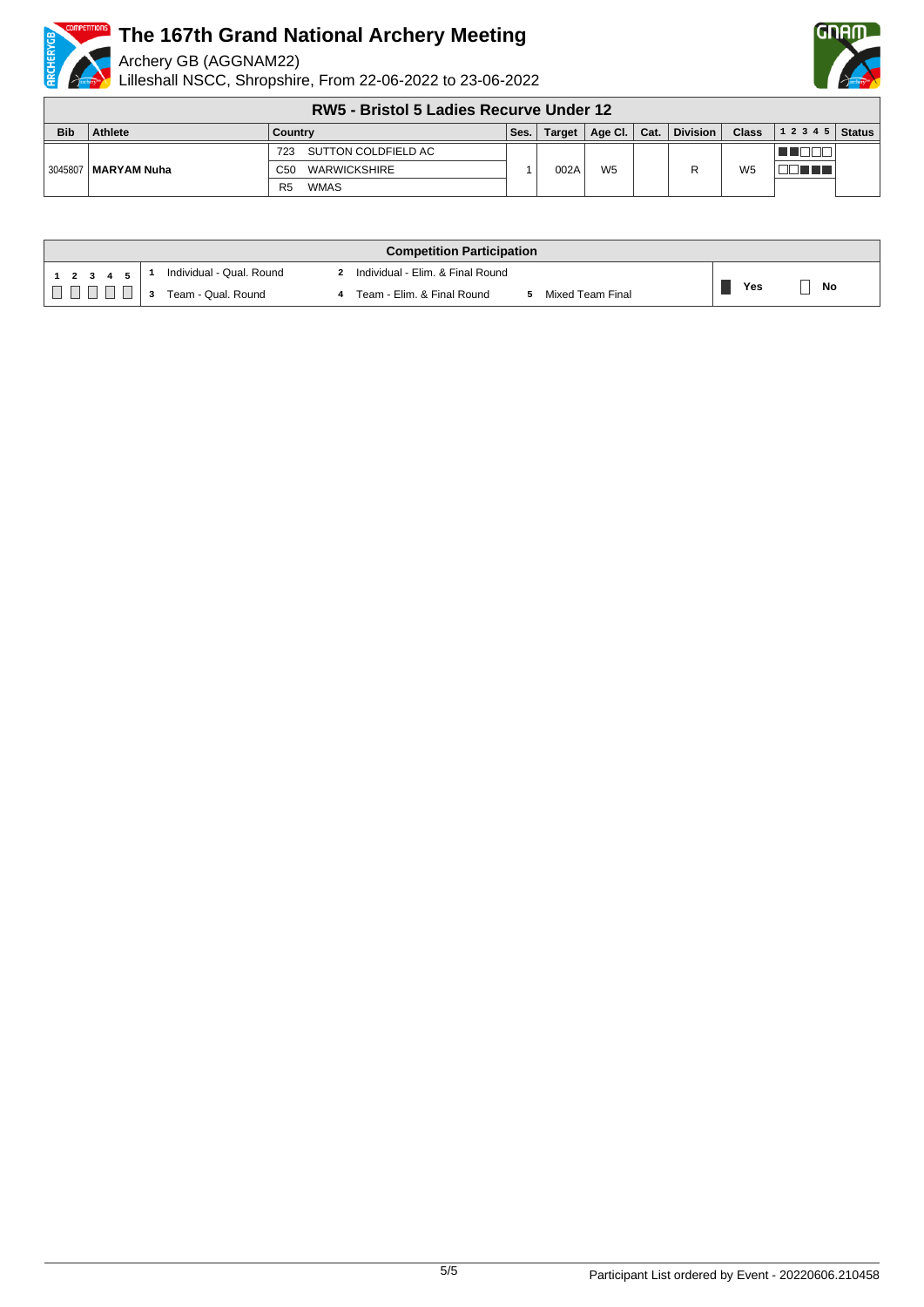# The 167th Grand National Archery Meeting

Archery GB (AGGNAM22)

Lilleshall NSCC, Shropshire, From 22-06-2022 to 23-06-2022

## RW5 - Bristol 5 Ladies Recurve Under 12

| Bib | Athlete | Country | Ses. | Target | Age Cl. | Cat. | Division | Class | 1 2 3 4 5 | Status |
|---|---|---|---|---|---|---|---|---|---|---|
| 3045807 | **MARYAM Nuha** | 723 SUTTON COLDFIELD AC<br>C50 WARWICKSHIRE<br>R5 WMAS | 1 | 002A | W5 | | R | W5 | ■■□□□<br>□□■■■ | |

## Competition Participation

| 1 2 3 4 5 | | | | |
|---|---|---|---|---|
| □ □ □ □ □ | 1 Individual - Qual. Round | 2 Individual - Elim. & Final Round | | ■ Yes □ No |
| | 3 Team - Qual. Round | 4 Team - Elim. & Final Round | 5 Mixed Team Final | |

Participant List ordered by Event - 20220606.210458